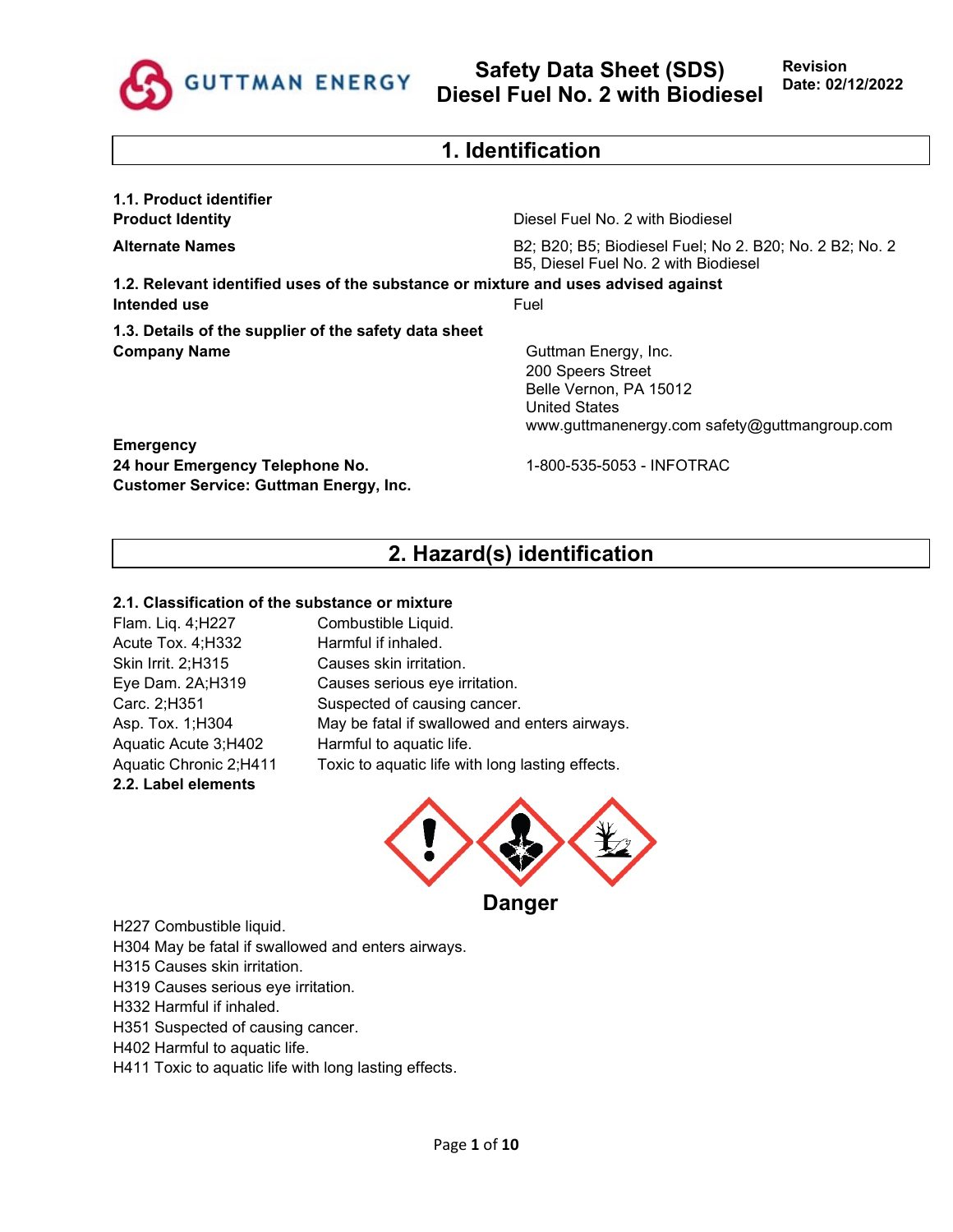# Safety Data Sheet (SDS) Diesel Fuel No. 2 with Biodiesel

**Revision Date: 02/12/2022**

## 1. Identification

**1.1. Product identifier**

| | |
|---|---|
| **Product Identity** | Diesel Fuel No. 2 with Biodiesel |
| **Alternate Names** | B2; B20; B5; Biodiesel Fuel; No 2. B20; No. 2 B2; No. 2 B5, Diesel Fuel No. 2 with Biodiesel |

**1.2. Relevant identified uses of the substance or mixture and uses advised against**

| | |
|---|---|
| **Intended use** | Fuel |

**1.3. Details of the supplier of the safety data sheet**

| | |
|---|---|
| **Company Name** | Guttman Energy, Inc.<br>200 Speers Street<br>Belle Vernon, PA 15012<br>United States<br>www.guttmanenergy.com safety@guttmangroup.com |

**Emergency**

| | |
|---|---|
| **24 hour Emergency Telephone No.** | 1-800-535-5053 - INFOTRAC |
| **Customer Service: Guttman Energy, Inc.** | |

## 2. Hazard(s) identification

**2.1. Classification of the substance or mixture**

| | |
|---|---|
| Flam. Liq. 4;H227 | Combustible Liquid. |
| Acute Tox. 4;H332 | Harmful if inhaled. |
| Skin Irrit. 2;H315 | Causes skin irritation. |
| Eye Dam. 2A;H319 | Causes serious eye irritation. |
| Carc. 2;H351 | Suspected of causing cancer. |
| Asp. Tox. 1;H304 | May be fatal if swallowed and enters airways. |
| Aquatic Acute 3;H402 | Harmful to aquatic life. |
| Aquatic Chronic 2;H411 | Toxic to aquatic life with long lasting effects. |

**2.2. Label elements**

**Danger**

H227 Combustible liquid.
H304 May be fatal if swallowed and enters airways.
H315 Causes skin irritation.
H319 Causes serious eye irritation.
H332 Harmful if inhaled.
H351 Suspected of causing cancer.
H402 Harmful to aquatic life.
H411 Toxic to aquatic life with long lasting effects.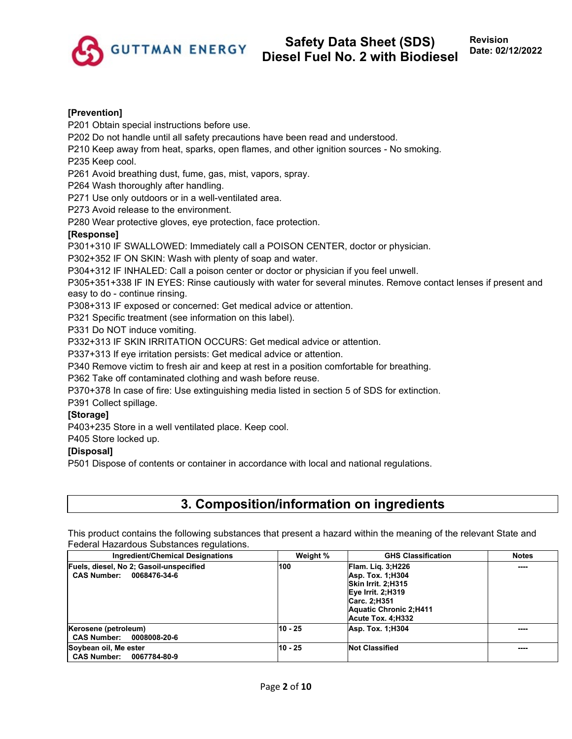**[Prevention]**

P201 Obtain special instructions before use.
P202 Do not handle until all safety precautions have been read and understood.
P210 Keep away from heat, sparks, open flames, and other ignition sources - No smoking.
P235 Keep cool.
P261 Avoid breathing dust, fume, gas, mist, vapors, spray.
P264 Wash thoroughly after handling.
P271 Use only outdoors or in a well-ventilated area.
P273 Avoid release to the environment.
P280 Wear protective gloves, eye protection, face protection.

**[Response]**

P301+310 IF SWALLOWED: Immediately call a POISON CENTER, doctor or physician.
P302+352 IF ON SKIN: Wash with plenty of soap and water.
P304+312 IF INHALED: Call a poison center or doctor or physician if you feel unwell.
P305+351+338 IF IN EYES: Rinse cautiously with water for several minutes. Remove contact lenses if present and easy to do - continue rinsing.
P308+313 IF exposed or concerned: Get medical advice or attention.
P321 Specific treatment (see information on this label).
P331 Do NOT induce vomiting.
P332+313 IF SKIN IRRITATION OCCURS: Get medical advice or attention.
P337+313 If eye irritation persists: Get medical advice or attention.
P340 Remove victim to fresh air and keep at rest in a position comfortable for breathing.
P362 Take off contaminated clothing and wash before reuse.
P370+378 In case of fire: Use extinguishing media listed in section 5 of SDS for extinction.
P391 Collect spillage.

**[Storage]**

P403+235 Store in a well ventilated place. Keep cool.
P405 Store locked up.

**[Disposal]**

P501 Dispose of contents or container in accordance with local and national regulations.

## 3. Composition/information on ingredients

This product contains the following substances that present a hazard within the meaning of the relevant State and Federal Hazardous Substances regulations.

| Ingredient/Chemical Designations | Weight % | GHS Classification | Notes |
|---|---|---|---|
| **Fuels, diesel, No 2; Gasoil-unspecified**<br>**CAS Number: 0068476-34-6** | **100** | **Flam. Liq. 3;H226**<br>**Asp. Tox. 1;H304**<br>**Skin Irrit. 2;H315**<br>**Eye Irrit. 2;H319**<br>**Carc. 2;H351**<br>**Aquatic Chronic 2;H411**<br>**Acute Tox. 4;H332** | ---- |
| **Kerosene (petroleum)**<br>**CAS Number: 0008008-20-6** | **10 - 25** | **Asp. Tox. 1;H304** | ---- |
| **Soybean oil, Me ester**<br>**CAS Number: 0067784-80-9** | **10 - 25** | **Not Classified** | ---- |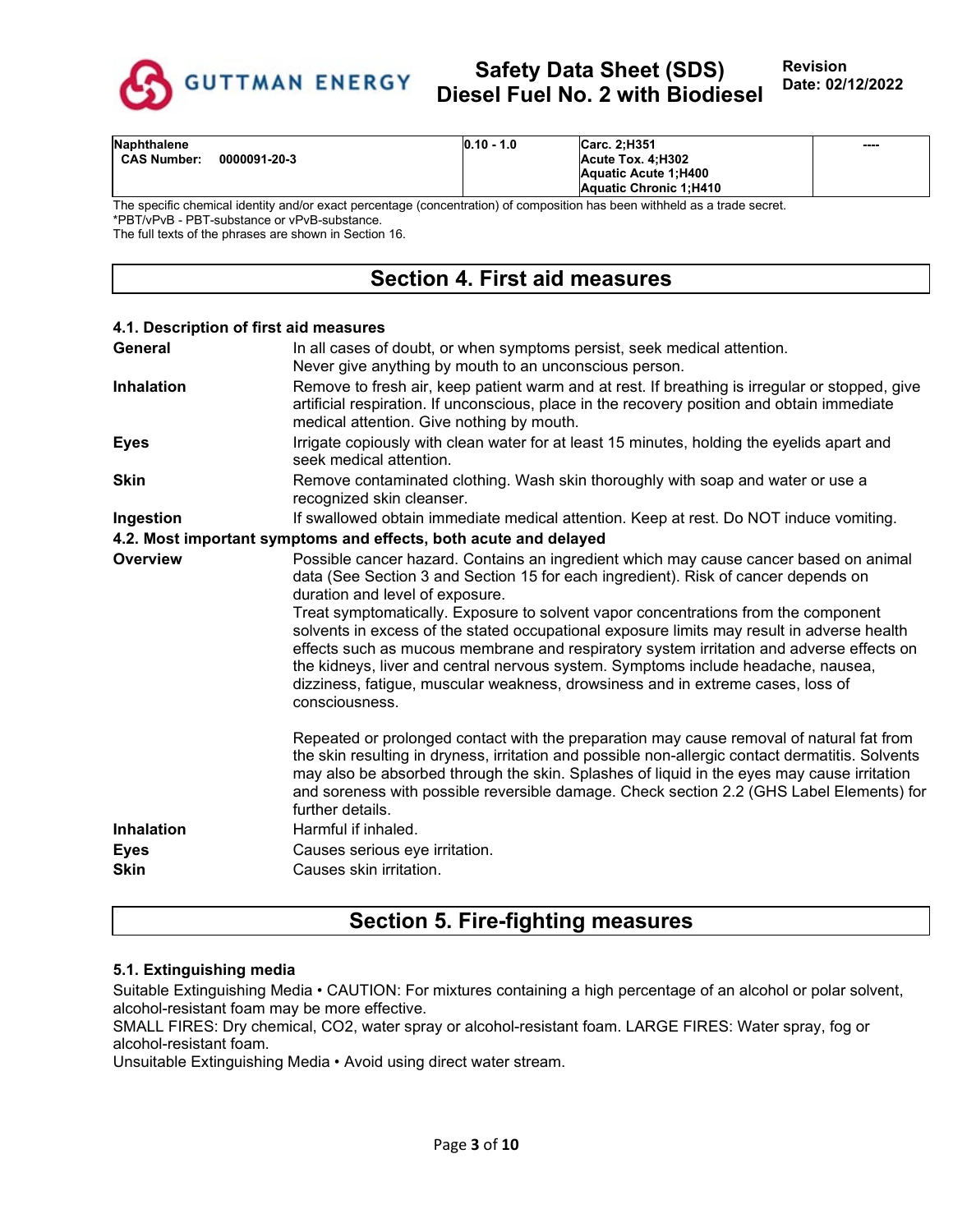| Naphthalene<br>CAS Number: 0000091-20-3 | 0.10 - 1.0 | Carc. 2;H351<br>Acute Tox. 4;H302<br>Aquatic Acute 1;H400<br>Aquatic Chronic 1;H410 | ---- |
|---|---|---|---|

The specific chemical identity and/or exact percentage (concentration) of composition has been withheld as a trade secret.
*PBT/vPvB - PBT-substance or vPvB-substance.
The full texts of the phrases are shown in Section 16.

# Section 4. First aid measures

### 4.1. Description of first aid measures

**General** In all cases of doubt, or when symptoms persist, seek medical attention. Never give anything by mouth to an unconscious person.

**Inhalation** Remove to fresh air, keep patient warm and at rest. If breathing is irregular or stopped, give artificial respiration. If unconscious, place in the recovery position and obtain immediate medical attention. Give nothing by mouth.

**Eyes** Irrigate copiously with clean water for at least 15 minutes, holding the eyelids apart and seek medical attention.

**Skin** Remove contaminated clothing. Wash skin thoroughly with soap and water or use a recognized skin cleanser.

**Ingestion** If swallowed obtain immediate medical attention. Keep at rest. Do NOT induce vomiting.

### 4.2. Most important symptoms and effects, both acute and delayed

**Overview** Possible cancer hazard. Contains an ingredient which may cause cancer based on animal data (See Section 3 and Section 15 for each ingredient). Risk of cancer depends on duration and level of exposure.
Treat symptomatically. Exposure to solvent vapor concentrations from the component solvents in excess of the stated occupational exposure limits may result in adverse health effects such as mucous membrane and respiratory system irritation and adverse effects on the kidneys, liver and central nervous system. Symptoms include headache, nausea, dizziness, fatigue, muscular weakness, drowsiness and in extreme cases, loss of consciousness.

Repeated or prolonged contact with the preparation may cause removal of natural fat from the skin resulting in dryness, irritation and possible non-allergic contact dermatitis. Solvents may also be absorbed through the skin. Splashes of liquid in the eyes may cause irritation and soreness with possible reversible damage. Check section 2.2 (GHS Label Elements) for further details.

**Inhalation** Harmful if inhaled.

**Eyes** Causes serious eye irritation.

**Skin** Causes skin irritation.

# Section 5. Fire-fighting measures

### 5.1. Extinguishing media

Suitable Extinguishing Media • CAUTION: For mixtures containing a high percentage of an alcohol or polar solvent, alcohol-resistant foam may be more effective.
SMALL FIRES: Dry chemical, $CO_2$, water spray or alcohol-resistant foam. LARGE FIRES: Water spray, fog or alcohol-resistant foam.
Unsuitable Extinguishing Media • Avoid using direct water stream.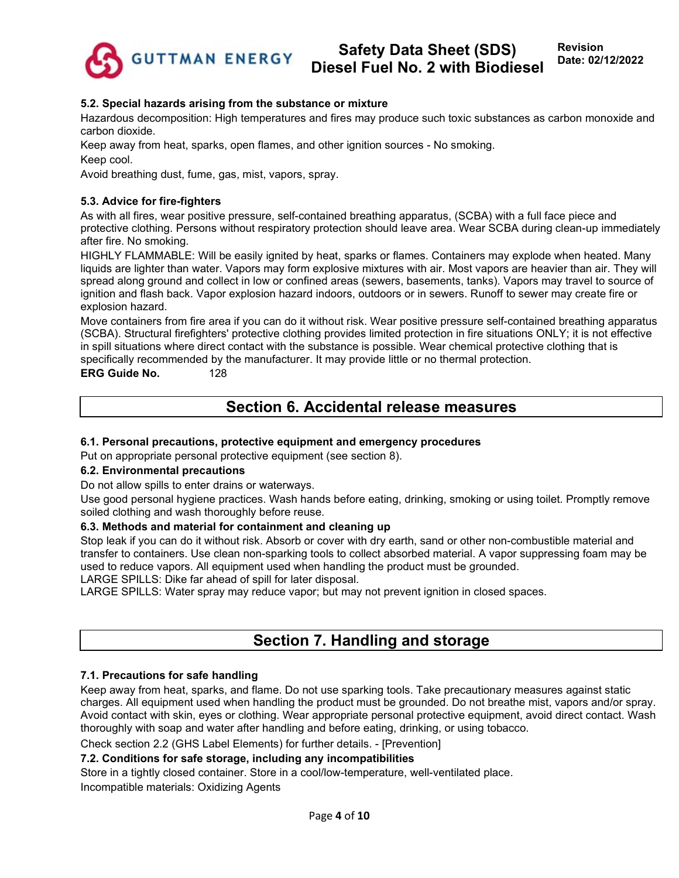### 5.2. Special hazards arising from the substance or mixture

Hazardous decomposition: High temperatures and fires may produce such toxic substances as carbon monoxide and carbon dioxide.

Keep away from heat, sparks, open flames, and other ignition sources - No smoking.

Keep cool.

Avoid breathing dust, fume, gas, mist, vapors, spray.

### 5.3. Advice for fire-fighters

As with all fires, wear positive pressure, self-contained breathing apparatus, (SCBA) with a full face piece and protective clothing. Persons without respiratory protection should leave area. Wear SCBA during clean-up immediately after fire. No smoking.

HIGHLY FLAMMABLE: Will be easily ignited by heat, sparks or flames. Containers may explode when heated. Many liquids are lighter than water. Vapors may form explosive mixtures with air. Most vapors are heavier than air. They will spread along ground and collect in low or confined areas (sewers, basements, tanks). Vapors may travel to source of ignition and flash back. Vapor explosion hazard indoors, outdoors or in sewers. Runoff to sewer may create fire or explosion hazard.

Move containers from fire area if you can do it without risk. Wear positive pressure self-contained breathing apparatus (SCBA). Structural firefighters' protective clothing provides limited protection in fire situations ONLY; it is not effective in spill situations where direct contact with the substance is possible. Wear chemical protective clothing that is specifically recommended by the manufacturer. It may provide little or no thermal protection.

**ERG Guide No.** 128

## Section 6. Accidental release measures

### 6.1. Personal precautions, protective equipment and emergency procedures

Put on appropriate personal protective equipment (see section 8).

### 6.2. Environmental precautions

Do not allow spills to enter drains or waterways.

Use good personal hygiene practices. Wash hands before eating, drinking, smoking or using toilet. Promptly remove soiled clothing and wash thoroughly before reuse.

### 6.3. Methods and material for containment and cleaning up

Stop leak if you can do it without risk. Absorb or cover with dry earth, sand or other non-combustible material and transfer to containers. Use clean non-sparking tools to collect absorbed material. A vapor suppressing foam may be used to reduce vapors. All equipment used when handling the product must be grounded.

LARGE SPILLS: Dike far ahead of spill for later disposal.

LARGE SPILLS: Water spray may reduce vapor; but may not prevent ignition in closed spaces.

## Section 7. Handling and storage

### 7.1. Precautions for safe handling

Keep away from heat, sparks, and flame. Do not use sparking tools. Take precautionary measures against static charges. All equipment used when handling the product must be grounded. Do not breathe mist, vapors and/or spray. Avoid contact with skin, eyes or clothing. Wear appropriate personal protective equipment, avoid direct contact. Wash thoroughly with soap and water after handling and before eating, drinking, or using tobacco.

Check section 2.2 (GHS Label Elements) for further details. - [Prevention]

### 7.2. Conditions for safe storage, including any incompatibilities

Store in a tightly closed container. Store in a cool/low-temperature, well-ventilated place.

Incompatible materials: Oxidizing Agents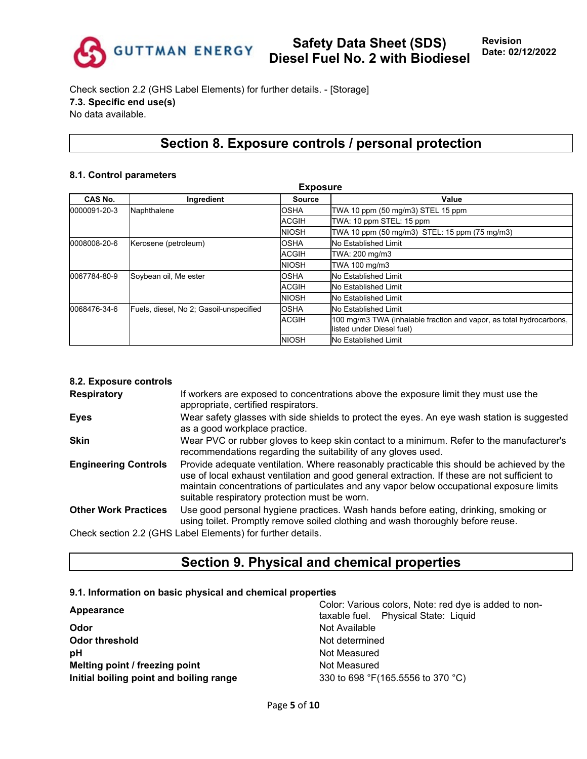Check section 2.2 (GHS Label Elements) for further details. - [Storage]

### 7.3. Specific end use(s)

No data available.

## Section 8. Exposure controls / personal protection

### 8.1. Control parameters

**Exposure**

| CAS No. | Ingredient | Source | Value |
|---|---|---|---|
| 0000091-20-3 | Naphthalene | OSHA | TWA 10 ppm (50 mg/m3) STEL 15 ppm |
| | | ACGIH | TWA: 10 ppm STEL: 15 ppm |
| | | NIOSH | TWA 10 ppm (50 mg/m3) STEL: 15 ppm (75 mg/m3) |
| 0008008-20-6 | Kerosene (petroleum) | OSHA | No Established Limit |
| | | ACGIH | TWA: 200 mg/m3 |
| | | NIOSH | TWA 100 mg/m3 |
| 0067784-80-9 | Soybean oil, Me ester | OSHA | No Established Limit |
| | | ACGIH | No Established Limit |
| | | NIOSH | No Established Limit |
| 0068476-34-6 | Fuels, diesel, No 2; Gasoil-unspecified | OSHA | No Established Limit |
| | | ACGIH | 100 mg/m3 TWA (inhalable fraction and vapor, as total hydrocarbons, listed under Diesel fuel) |
| | | NIOSH | No Established Limit |

### 8.2. Exposure controls

**Respiratory** If workers are exposed to concentrations above the exposure limit they must use the appropriate, certified respirators.

**Eyes** Wear safety glasses with side shields to protect the eyes. An eye wash station is suggested as a good workplace practice.

**Skin** Wear PVC or rubber gloves to keep skin contact to a minimum. Refer to the manufacturer's recommendations regarding the suitability of any gloves used.

**Engineering Controls** Provide adequate ventilation. Where reasonably practicable this should be achieved by the use of local exhaust ventilation and good general extraction. If these are not sufficient to maintain concentrations of particulates and any vapor below occupational exposure limits suitable respiratory protection must be worn.

**Other Work Practices** Use good personal hygiene practices. Wash hands before eating, drinking, smoking or using toilet. Promptly remove soiled clothing and wash thoroughly before reuse.

Check section 2.2 (GHS Label Elements) for further details.

## Section 9. Physical and chemical properties

### 9.1. Information on basic physical and chemical properties

| | |
|---|---|
| **Appearance** | Color: Various colors, Note: red dye is added to non-taxable fuel. Physical State: Liquid |
| **Odor** | Not Available |
| **Odor threshold** | Not determined |
| **pH** | Not Measured |
| **Melting point / freezing point** | Not Measured |
| **Initial boiling point and boiling range** | 330 to 698 °F(165.5556 to 370 °C) |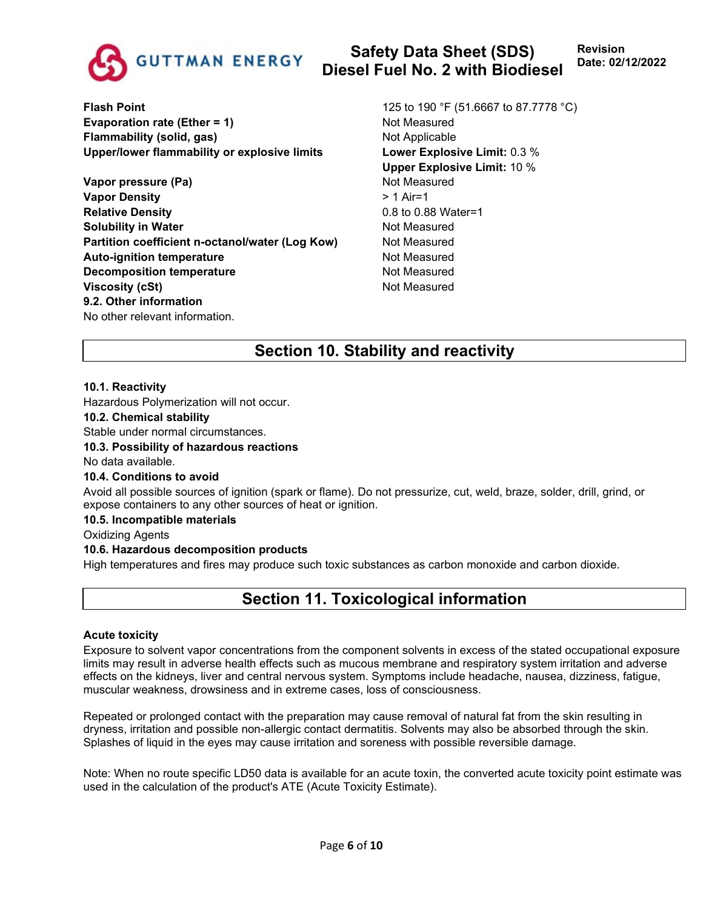| | |
|---|---|
| **Flash Point** | 125 to 190 °F (51.6667 to 87.7778 °C) |
| **Evaporation rate (Ether = 1)** | Not Measured |
| **Flammability (solid, gas)** | Not Applicable |
| **Upper/lower flammability or explosive limits** | **Lower Explosive Limit:** 0.3 % |
| | **Upper Explosive Limit:** 10 % |
| **Vapor pressure (Pa)** | Not Measured |
| **Vapor Density** | > 1 Air=1 |
| **Relative Density** | 0.8 to 0.88 Water=1 |
| **Solubility in Water** | Not Measured |
| **Partition coefficient n-octanol/water (Log Kow)** | Not Measured |
| **Auto-ignition temperature** | Not Measured |
| **Decomposition temperature** | Not Measured |
| **Viscosity (cSt)** | Not Measured |

**9.2. Other information**

No other relevant information.

## Section 10. Stability and reactivity

**10.1. Reactivity**

Hazardous Polymerization will not occur.

**10.2. Chemical stability**

Stable under normal circumstances.

**10.3. Possibility of hazardous reactions**

No data available.

**10.4. Conditions to avoid**

Avoid all possible sources of ignition (spark or flame). Do not pressurize, cut, weld, braze, solder, drill, grind, or expose containers to any other sources of heat or ignition.

**10.5. Incompatible materials**

Oxidizing Agents

**10.6. Hazardous decomposition products**

High temperatures and fires may produce such toxic substances as carbon monoxide and carbon dioxide.

## Section 11. Toxicological information

**Acute toxicity**

Exposure to solvent vapor concentrations from the component solvents in excess of the stated occupational exposure limits may result in adverse health effects such as mucous membrane and respiratory system irritation and adverse effects on the kidneys, liver and central nervous system. Symptoms include headache, nausea, dizziness, fatigue, muscular weakness, drowsiness and in extreme cases, loss of consciousness.

Repeated or prolonged contact with the preparation may cause removal of natural fat from the skin resulting in dryness, irritation and possible non-allergic contact dermatitis. Solvents may also be absorbed through the skin. Splashes of liquid in the eyes may cause irritation and soreness with possible reversible damage.

Note: When no route specific LD50 data is available for an acute toxin, the converted acute toxicity point estimate was used in the calculation of the product's ATE (Acute Toxicity Estimate).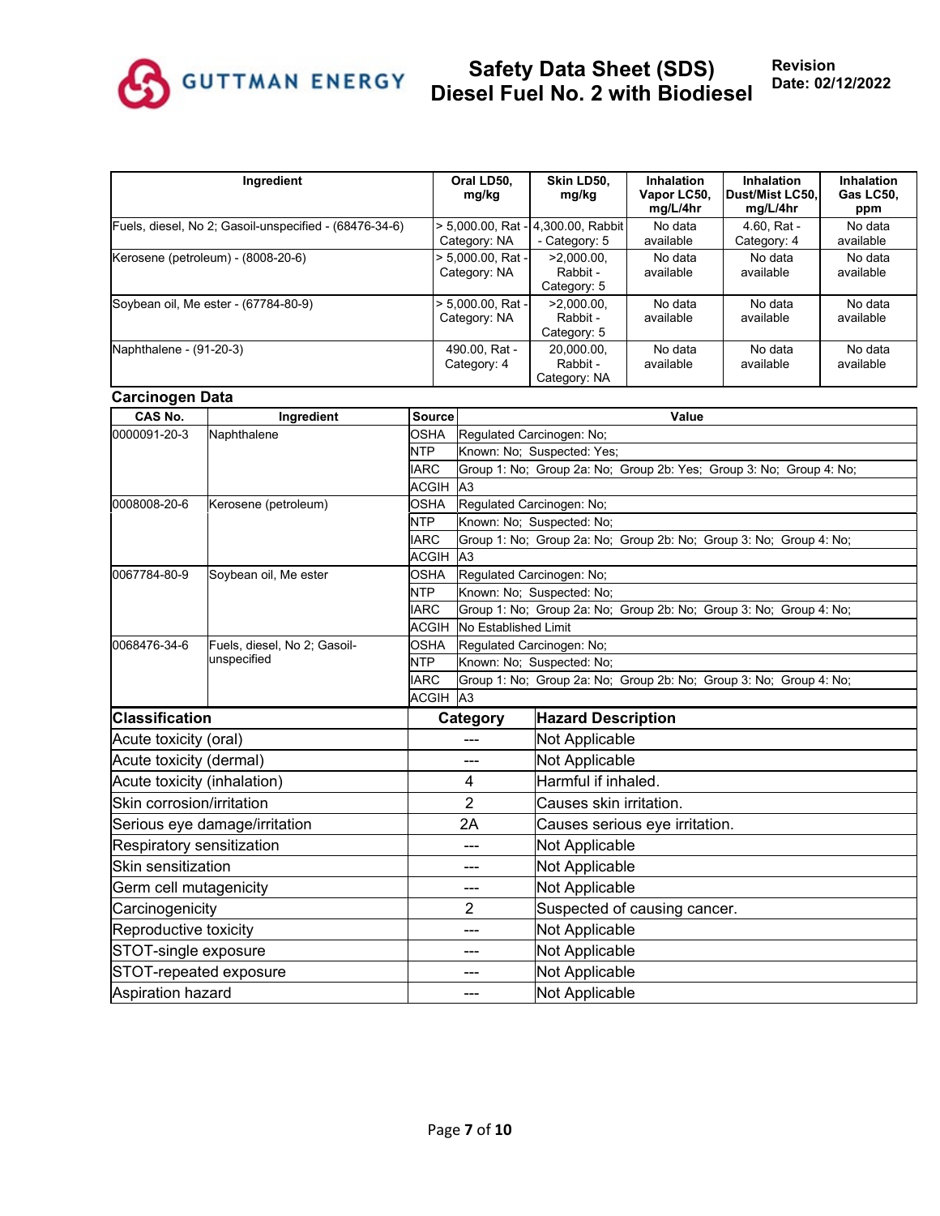| Ingredient | Oral LD50, mg/kg | Skin LD50, mg/kg | Inhalation Vapor LC50, mg/L/4hr | Inhalation Dust/Mist LC50, mg/L/4hr | Inhalation Gas LC50, ppm |
|---|---|---|---|---|---|
| Fuels, diesel, No 2; Gasoil-unspecified - (68476-34-6) | > 5,000.00, Rat - Category: NA | 4,300.00, Rabbit - Category: 5 | No data available | 4.60, Rat - Category: 4 | No data available |
| Kerosene (petroleum) - (8008-20-6) | > 5,000.00, Rat - Category: NA | >2,000.00, Rabbit - Category: 5 | No data available | No data available | No data available |
| Soybean oil, Me ester - (67784-80-9) | > 5,000.00, Rat - Category: NA | >2,000.00, Rabbit - Category: 5 | No data available | No data available | No data available |
| Naphthalene - (91-20-3) | 490.00, Rat - Category: 4 | 20,000.00, Rabbit - Category: NA | No data available | No data available | No data available |

**Carcinogen Data**

| CAS No. | Ingredient | Source | Value |
|---|---|---|---|
| 0000091-20-3 | Naphthalene | OSHA | Regulated Carcinogen: No; |
| | | NTP | Known: No; Suspected: Yes; |
| | | IARC | Group 1: No; Group 2a: No; Group 2b: Yes; Group 3: No; Group 4: No; |
| | | ACGIH | A3 |
| 0008008-20-6 | Kerosene (petroleum) | OSHA | Regulated Carcinogen: No; |
| | | NTP | Known: No; Suspected: No; |
| | | IARC | Group 1: No; Group 2a: No; Group 2b: No; Group 3: No; Group 4: No; |
| | | ACGIH | A3 |
| 0067784-80-9 | Soybean oil, Me ester | OSHA | Regulated Carcinogen: No; |
| | | NTP | Known: No; Suspected: No; |
| | | IARC | Group 1: No; Group 2a: No; Group 2b: No; Group 3: No; Group 4: No; |
| | | ACGIH | No Established Limit |
| 0068476-34-6 | Fuels, diesel, No 2; Gasoil-unspecified | OSHA | Regulated Carcinogen: No; |
| | | NTP | Known: No; Suspected: No; |
| | | IARC | Group 1: No; Group 2a: No; Group 2b: No; Group 3: No; Group 4: No; |
| | | ACGIH | A3 |

| Classification | Category | Hazard Description |
|---|---|---|
| Acute toxicity (oral) | --- | Not Applicable |
| Acute toxicity (dermal) | --- | Not Applicable |
| Acute toxicity (inhalation) | 4 | Harmful if inhaled. |
| Skin corrosion/irritation | 2 | Causes skin irritation. |
| Serious eye damage/irritation | 2A | Causes serious eye irritation. |
| Respiratory sensitization | --- | Not Applicable |
| Skin sensitization | --- | Not Applicable |
| Germ cell mutagenicity | --- | Not Applicable |
| Carcinogenicity | 2 | Suspected of causing cancer. |
| Reproductive toxicity | --- | Not Applicable |
| STOT-single exposure | --- | Not Applicable |
| STOT-repeated exposure | --- | Not Applicable |
| Aspiration hazard | --- | Not Applicable |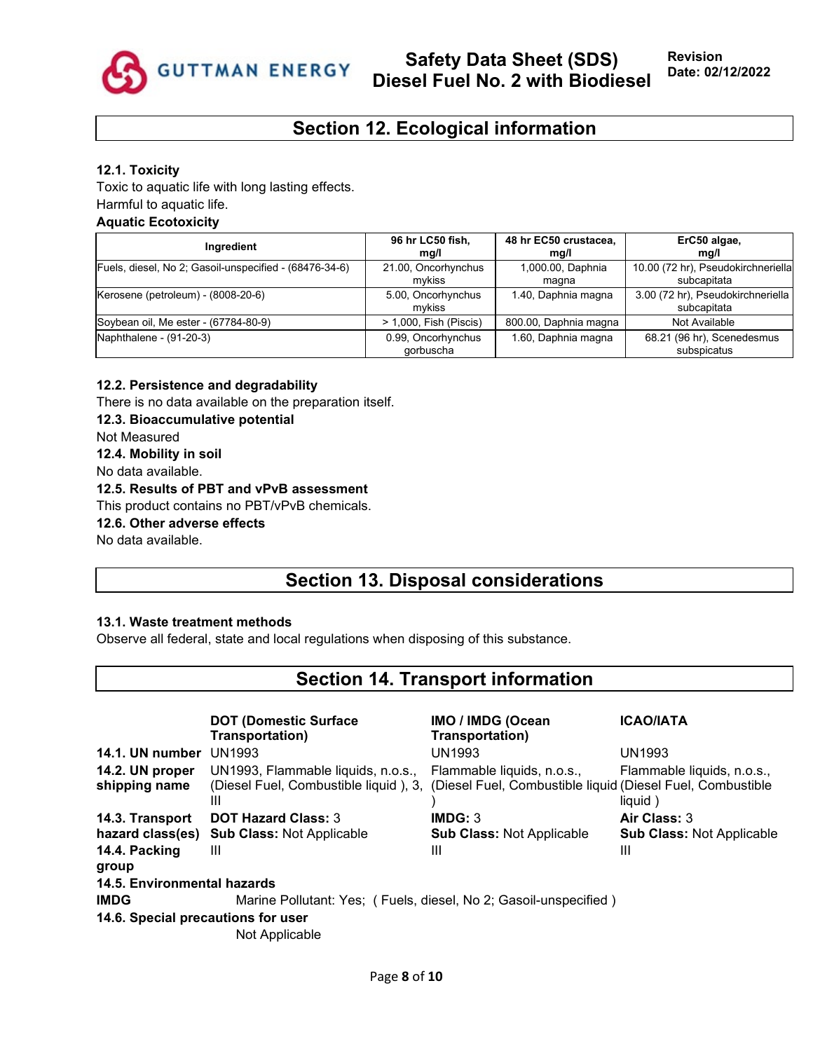## Section 12. Ecological information

**12.1. Toxicity**

Toxic to aquatic life with long lasting effects.
Harmful to aquatic life.

**Aquatic Ecotoxicity**

| Ingredient | 96 hr LC50 fish, mg/l | 48 hr EC50 crustacea, mg/l | ErC50 algae, mg/l |
|---|---|---|---|
| Fuels, diesel, No 2; Gasoil-unspecified - (68476-34-6) | 21.00, Oncorhynchus mykiss | 1,000.00, Daphnia magna | 10.00 (72 hr), Pseudokirchneriella subcapitata |
| Kerosene (petroleum) - (8008-20-6) | 5.00, Oncorhynchus mykiss | 1.40, Daphnia magna | 3.00 (72 hr), Pseudokirchneriella subcapitata |
| Soybean oil, Me ester - (67784-80-9) | > 1,000, Fish (Piscis) | 800.00, Daphnia magna | Not Available |
| Naphthalene - (91-20-3) | 0.99, Oncorhynchus gorbuscha | 1.60, Daphnia magna | 68.21 (96 hr), Scenedesmus subspicatus |

**12.2. Persistence and degradability**

There is no data available on the preparation itself.

**12.3. Bioaccumulative potential**

Not Measured

**12.4. Mobility in soil**

No data available.

**12.5. Results of PBT and vPvB assessment**

This product contains no PBT/vPvB chemicals.

**12.6. Other adverse effects**

No data available.

## Section 13. Disposal considerations

**13.1. Waste treatment methods**

Observe all federal, state and local regulations when disposing of this substance.

## Section 14. Transport information

| | DOT (Domestic Surface Transportation) | IMO / IMDG (Ocean Transportation) | ICAO/IATA |
|---|---|---|---|
| **14.1. UN number** | UN1993 | UN1993 | UN1993 |
| **14.2. UN proper shipping name** | UN1993, Flammable liquids, n.o.s., (Diesel Fuel, Combustible liquid ), 3, III | Flammable liquids, n.o.s., (Diesel Fuel, Combustible liquid ) | Flammable liquids, n.o.s., (Diesel Fuel, Combustible liquid ) |
| **14.3. Transport hazard class(es)** | **DOT Hazard Class:** 3<br>**Sub Class:** Not Applicable | **IMDG:** 3<br>**Sub Class:** Not Applicable | **Air Class:** 3<br>**Sub Class:** Not Applicable |
| **14.4. Packing group** | III | III | III |

**14.5. Environmental hazards**

**IMDG** Marine Pollutant: Yes; ( Fuels, diesel, No 2; Gasoil-unspecified )

**14.6. Special precautions for user**

Not Applicable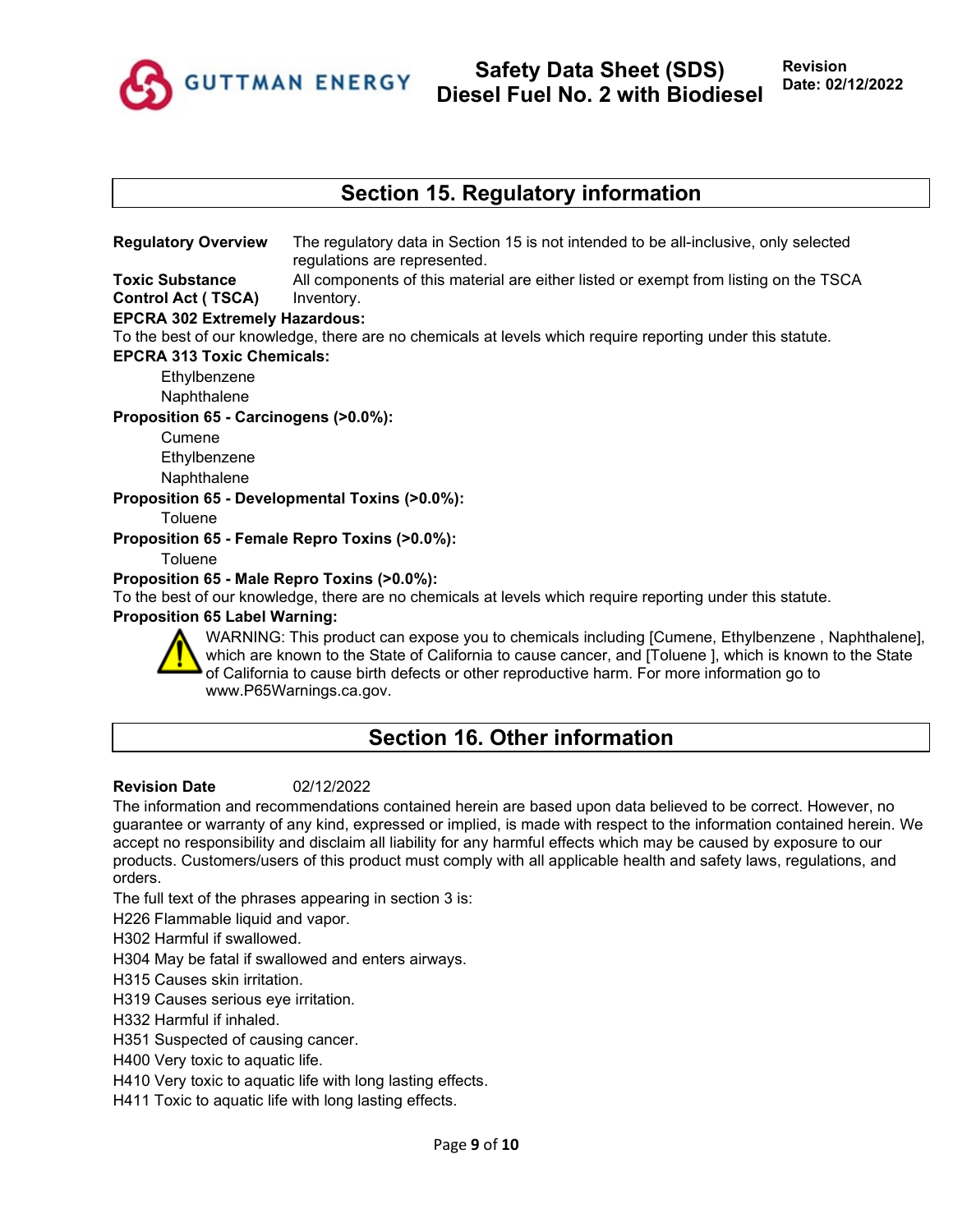## Section 15. Regulatory information

**Regulatory Overview** The regulatory data in Section 15 is not intended to be all-inclusive, only selected regulations are represented.

**Toxic Substance Control Act ( TSCA)** All components of this material are either listed or exempt from listing on the TSCA Inventory.

**EPCRA 302 Extremely Hazardous:**

To the best of our knowledge, there are no chemicals at levels which require reporting under this statute.

**EPCRA 313 Toxic Chemicals:**

Ethylbenzene
Naphthalene

**Proposition 65 - Carcinogens (>0.0%):**

Cumene
Ethylbenzene
Naphthalene

**Proposition 65 - Developmental Toxins (>0.0%):**

Toluene

**Proposition 65 - Female Repro Toxins (>0.0%):**

Toluene

**Proposition 65 - Male Repro Toxins (>0.0%):**

To the best of our knowledge, there are no chemicals at levels which require reporting under this statute.

**Proposition 65 Label Warning:**

WARNING: This product can expose you to chemicals including [Cumene, Ethylbenzene , Naphthalene], which are known to the State of California to cause cancer, and [Toluene ], which is known to the State of California to cause birth defects or other reproductive harm. For more information go to www.P65Warnings.ca.gov.

## Section 16. Other information

**Revision Date** 02/12/2022

The information and recommendations contained herein are based upon data believed to be correct. However, no guarantee or warranty of any kind, expressed or implied, is made with respect to the information contained herein. We accept no responsibility and disclaim all liability for any harmful effects which may be caused by exposure to our products. Customers/users of this product must comply with all applicable health and safety laws, regulations, and orders.

The full text of the phrases appearing in section 3 is:

H226 Flammable liquid and vapor.
H302 Harmful if swallowed.
H304 May be fatal if swallowed and enters airways.
H315 Causes skin irritation.
H319 Causes serious eye irritation.
H332 Harmful if inhaled.
H351 Suspected of causing cancer.
H400 Very toxic to aquatic life.
H410 Very toxic to aquatic life with long lasting effects.
H411 Toxic to aquatic life with long lasting effects.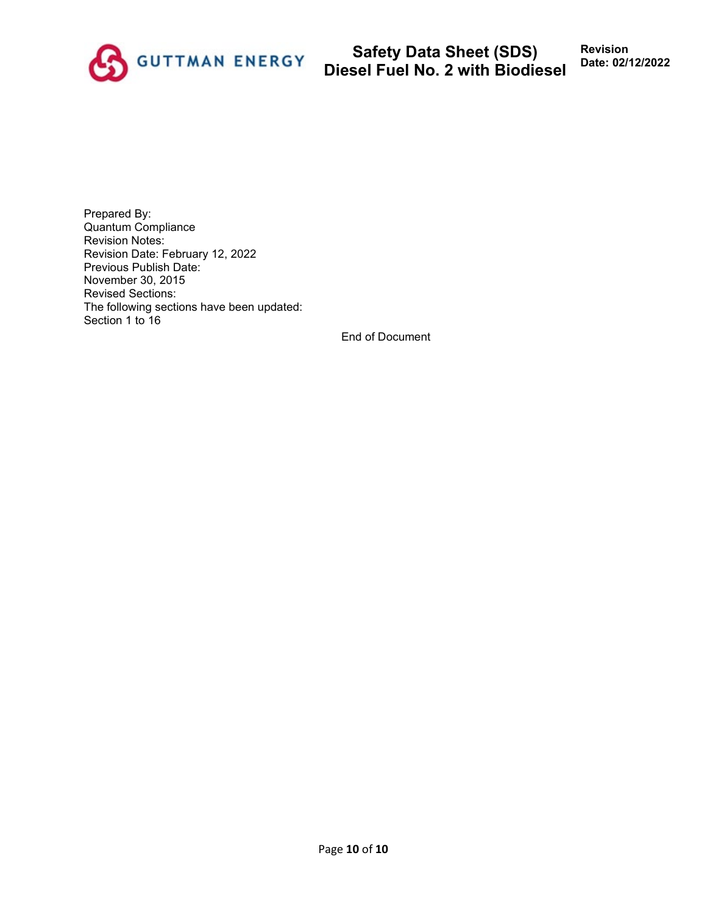Prepared By:
Quantum Compliance
Revision Notes:
Revision Date: February 12, 2022
Previous Publish Date:
November 30, 2015
Revised Sections:
The following sections have been updated:
Section 1 to 16

End of Document